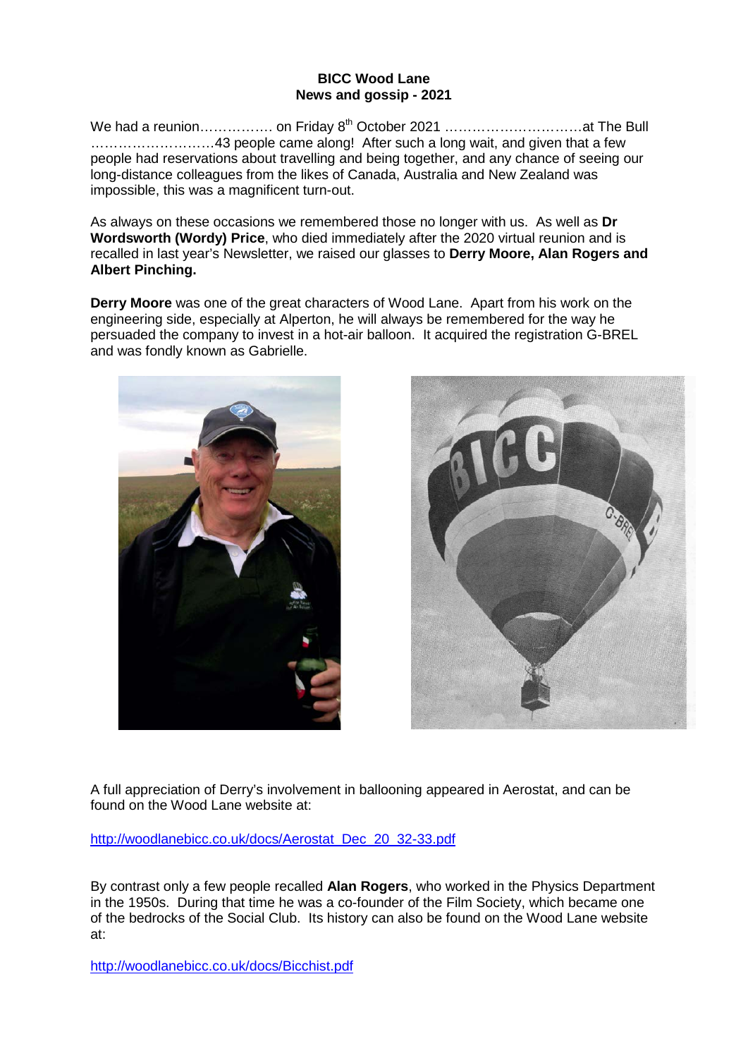**BICC Wood Lane**
**News and gossip - 2021**

We had a reunion……………. on Friday 8th October 2021 …………………………at The Bull ……………………..43 people came along! After such a long wait, and given that a few people had reservations about travelling and being together, and any chance of seeing our long-distance colleagues from the likes of Canada, Australia and New Zealand was impossible, this was a magnificent turn-out.

As always on these occasions we remembered those no longer with us. As well as **Dr Wordsworth (Wordy) Price**, who died immediately after the 2020 virtual reunion and is recalled in last year's Newsletter, we raised our glasses to **Derry Moore, Alan Rogers and Albert Pinching.**

**Derry Moore** was one of the great characters of Wood Lane. Apart from his work on the engineering side, especially at Alperton, he will always be remembered for the way he persuaded the company to invest in a hot-air balloon. It acquired the registration G-BREL and was fondly known as Gabrielle.

A full appreciation of Derry's involvement in ballooning appeared in Aerostat, and can be found on the Wood Lane website at:

http://woodlanebicc.co.uk/docs/Aerostat_Dec_20_32-33.pdf

By contrast only a few people recalled **Alan Rogers**, who worked in the Physics Department in the 1950s. During that time he was a co-founder of the Film Society, which became one of the bedrocks of the Social Club. Its history can also be found on the Wood Lane website at:

http://woodlanebicc.co.uk/docs/Bicchist.pdf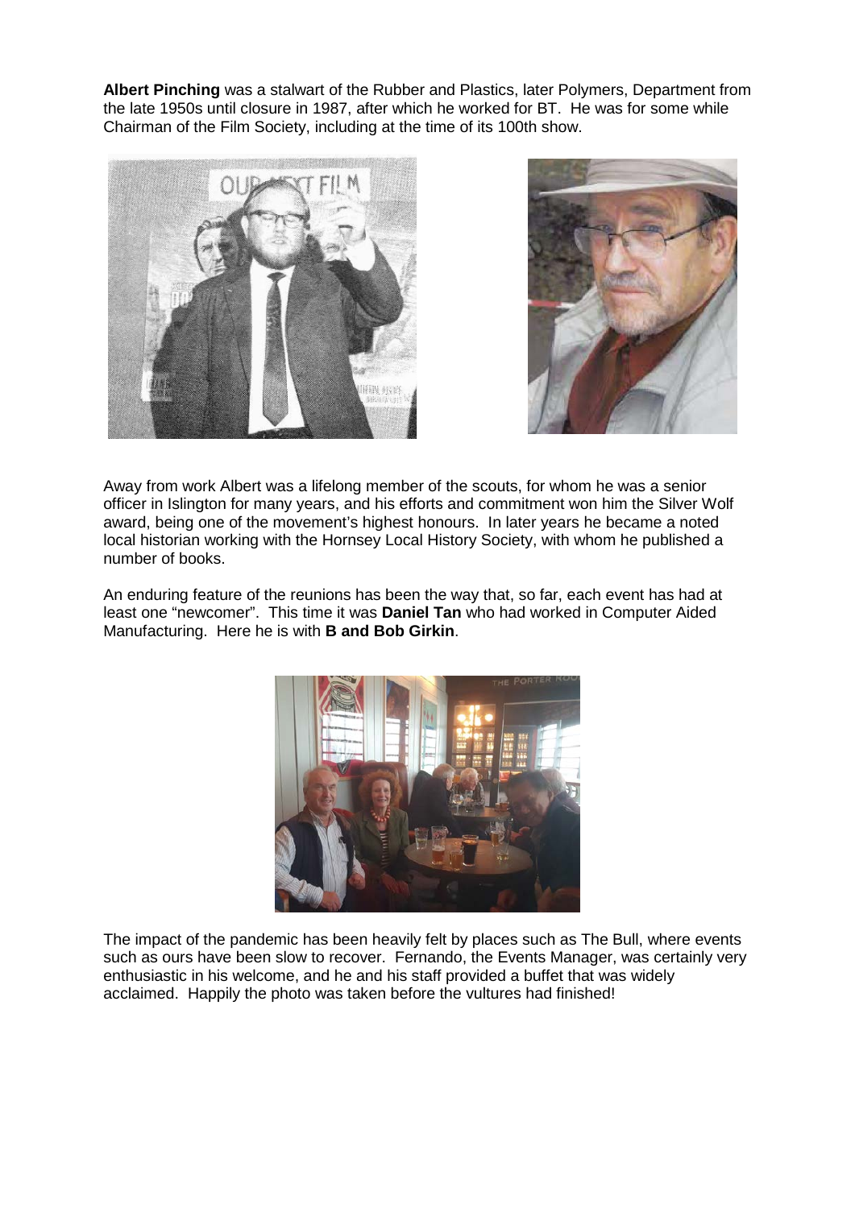**Albert Pinching** was a stalwart of the Rubber and Plastics, later Polymers, Department from the late 1950s until closure in 1987, after which he worked for BT. He was for some while Chairman of the Film Society, including at the time of its 100th show.

Away from work Albert was a lifelong member of the scouts, for whom he was a senior officer in Islington for many years, and his efforts and commitment won him the Silver Wolf award, being one of the movement's highest honours. In later years he became a noted local historian working with the Hornsey Local History Society, with whom he published a number of books.

An enduring feature of the reunions has been the way that, so far, each event has had at least one "newcomer". This time it was **Daniel Tan** who had worked in Computer Aided Manufacturing. Here he is with **B and Bob Girkin**.

The impact of the pandemic has been heavily felt by places such as The Bull, where events such as ours have been slow to recover. Fernando, the Events Manager, was certainly very enthusiastic in his welcome, and he and his staff provided a buffet that was widely acclaimed. Happily the photo was taken before the vultures had finished!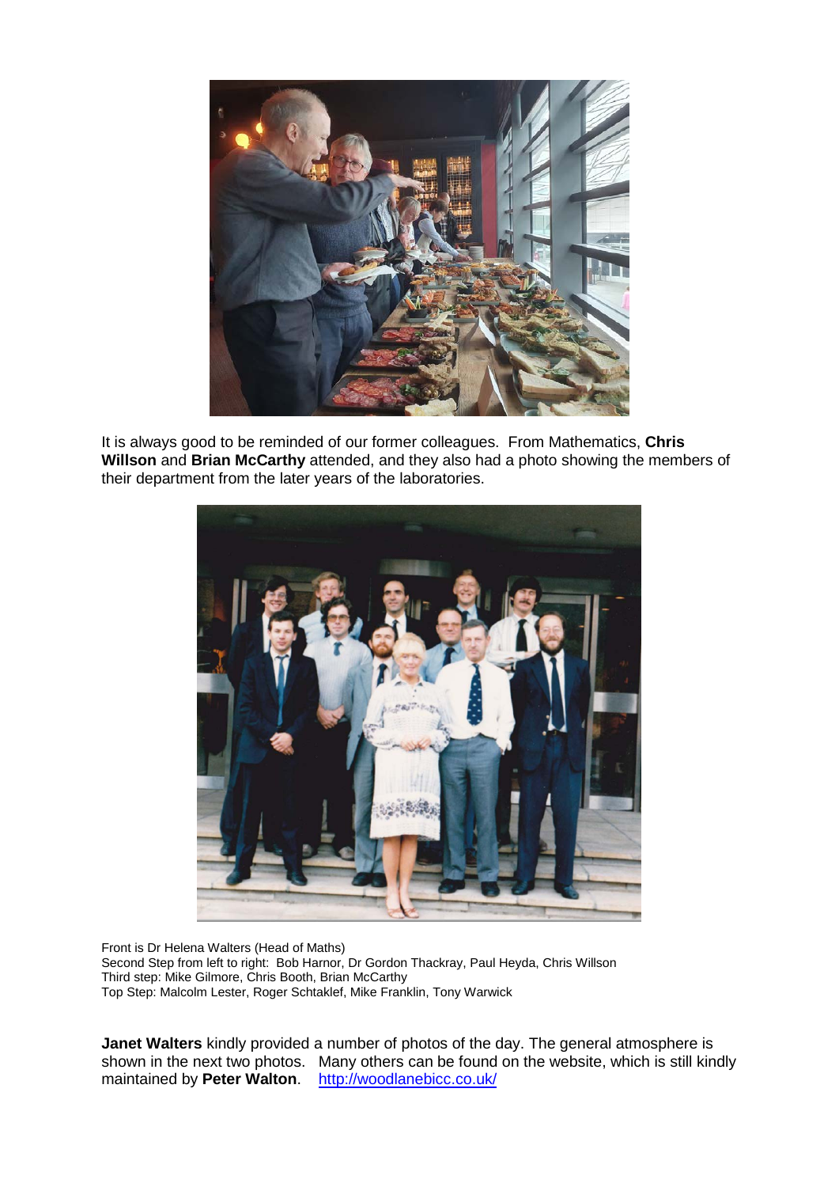It is always good to be reminded of our former colleagues. From Mathematics, **Chris Willson** and **Brian McCarthy** attended, and they also had a photo showing the members of their department from the later years of the laboratories.

Front is Dr Helena Walters (Head of Maths)
Second Step from left to right: Bob Harnor, Dr Gordon Thackray, Paul Heyda, Chris Willson
Third step: Mike Gilmore, Chris Booth, Brian McCarthy
Top Step: Malcolm Lester, Roger Schtaklef, Mike Franklin, Tony Warwick

**Janet Walters** kindly provided a number of photos of the day. The general atmosphere is shown in the next two photos. Many others can be found on the website, which is still kindly maintained by **Peter Walton**. http://woodlanebicc.co.uk/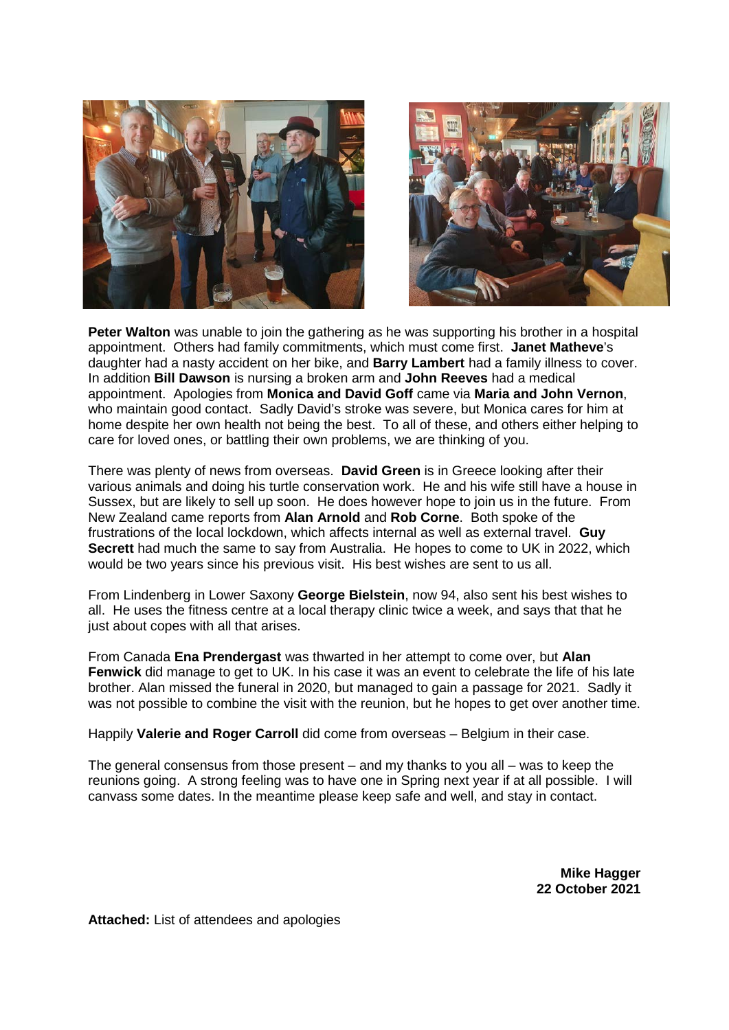**Peter Walton** was unable to join the gathering as he was supporting his brother in a hospital appointment. Others had family commitments, which must come first. **Janet Matheve**'s daughter had a nasty accident on her bike, and **Barry Lambert** had a family illness to cover. In addition **Bill Dawson** is nursing a broken arm and **John Reeves** had a medical appointment. Apologies from **Monica and David Goff** came via **Maria and John Vernon**, who maintain good contact. Sadly David's stroke was severe, but Monica cares for him at home despite her own health not being the best. To all of these, and others either helping to care for loved ones, or battling their own problems, we are thinking of you.

There was plenty of news from overseas. **David Green** is in Greece looking after their various animals and doing his turtle conservation work. He and his wife still have a house in Sussex, but are likely to sell up soon. He does however hope to join us in the future. From New Zealand came reports from **Alan Arnold** and **Rob Corne**. Both spoke of the frustrations of the local lockdown, which affects internal as well as external travel. **Guy Secrett** had much the same to say from Australia. He hopes to come to UK in 2022, which would be two years since his previous visit. His best wishes are sent to us all.

From Lindenberg in Lower Saxony **George Bielstein**, now 94, also sent his best wishes to all. He uses the fitness centre at a local therapy clinic twice a week, and says that that he just about copes with all that arises.

From Canada **Ena Prendergast** was thwarted in her attempt to come over, but **Alan Fenwick** did manage to get to UK. In his case it was an event to celebrate the life of his late brother. Alan missed the funeral in 2020, but managed to gain a passage for 2021. Sadly it was not possible to combine the visit with the reunion, but he hopes to get over another time.

Happily **Valerie and Roger Carroll** did come from overseas – Belgium in their case.

The general consensus from those present – and my thanks to you all – was to keep the reunions going. A strong feeling was to have one in Spring next year if at all possible. I will canvass some dates. In the meantime please keep safe and well, and stay in contact.

**Mike Hagger**
**22 October 2021**

**Attached:** List of attendees and apologies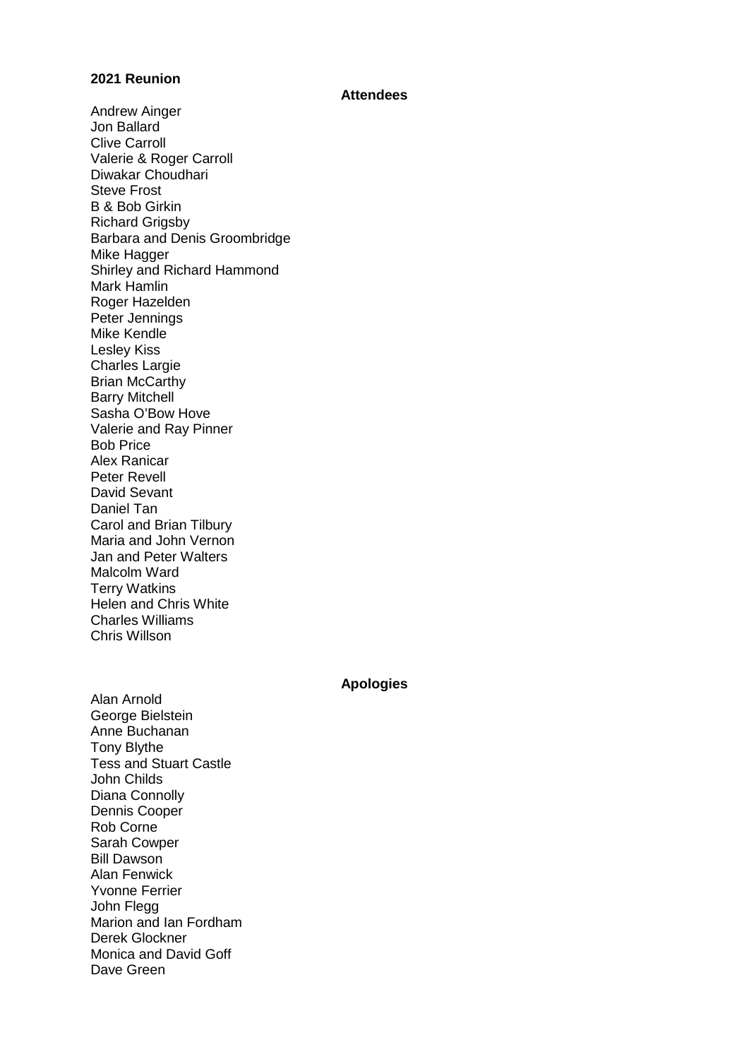**2021 Reunion**

**Attendees**

Andrew Ainger
Jon Ballard
Clive Carroll
Valerie & Roger Carroll
Diwakar Choudhari
Steve Frost
B & Bob Girkin
Richard Grigsby
Barbara and Denis Groombridge
Mike Hagger
Shirley and Richard Hammond
Mark Hamlin
Roger Hazelden
Peter Jennings
Mike Kendle
Lesley Kiss
Charles Largie
Brian McCarthy
Barry Mitchell
Sasha O'Bow Hove
Valerie and Ray Pinner
Bob Price
Alex Ranicar
Peter Revell
David Sevant
Daniel Tan
Carol and Brian Tilbury
Maria and John Vernon
Jan and Peter Walters
Malcolm Ward
Terry Watkins
Helen and Chris White
Charles Williams
Chris Willson

**Apologies**

Alan Arnold
George Bielstein
Anne Buchanan
Tony Blythe
Tess and Stuart Castle
John Childs
Diana Connolly
Dennis Cooper
Rob Corne
Sarah Cowper
Bill Dawson
Alan Fenwick
Yvonne Ferrier
John Flegg
Marion and Ian Fordham
Derek Glockner
Monica and David Goff
Dave Green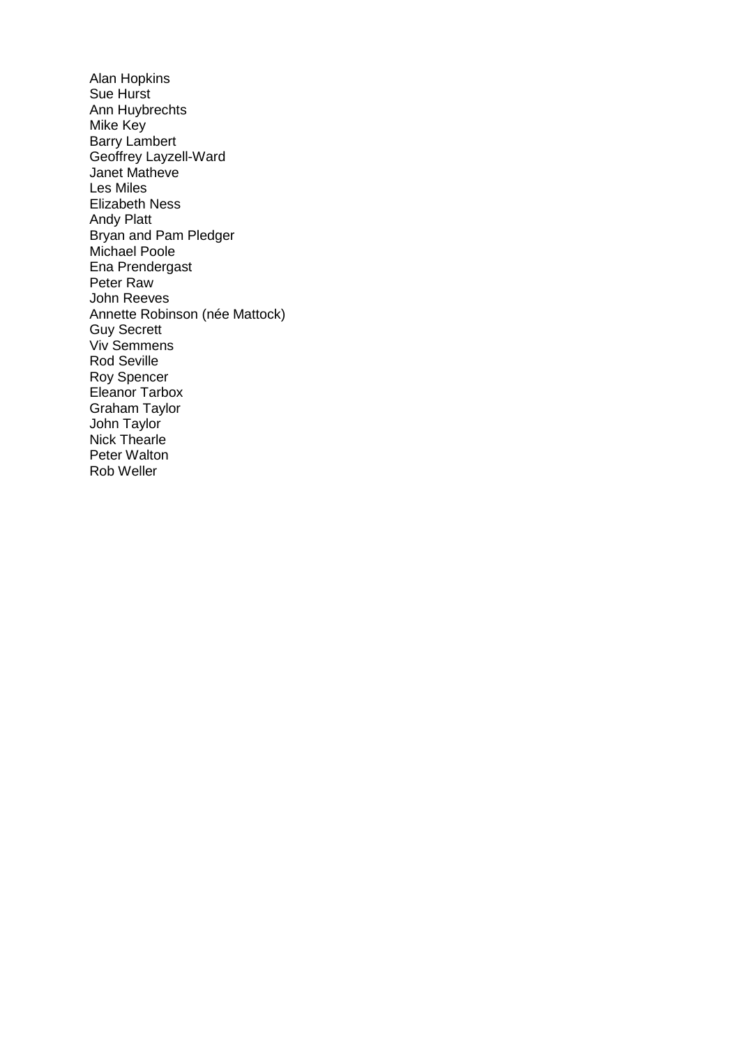Alan Hopkins
Sue Hurst
Ann Huybrechts
Mike Key
Barry Lambert
Geoffrey Layzell-Ward
Janet Matheve
Les Miles
Elizabeth Ness
Andy Platt
Bryan and Pam Pledger
Michael Poole
Ena Prendergast
Peter Raw
John Reeves
Annette Robinson (née Mattock)
Guy Secrett
Viv Semmens
Rod Seville
Roy Spencer
Eleanor Tarbox
Graham Taylor
John Taylor
Nick Thearle
Peter Walton
Rob Weller